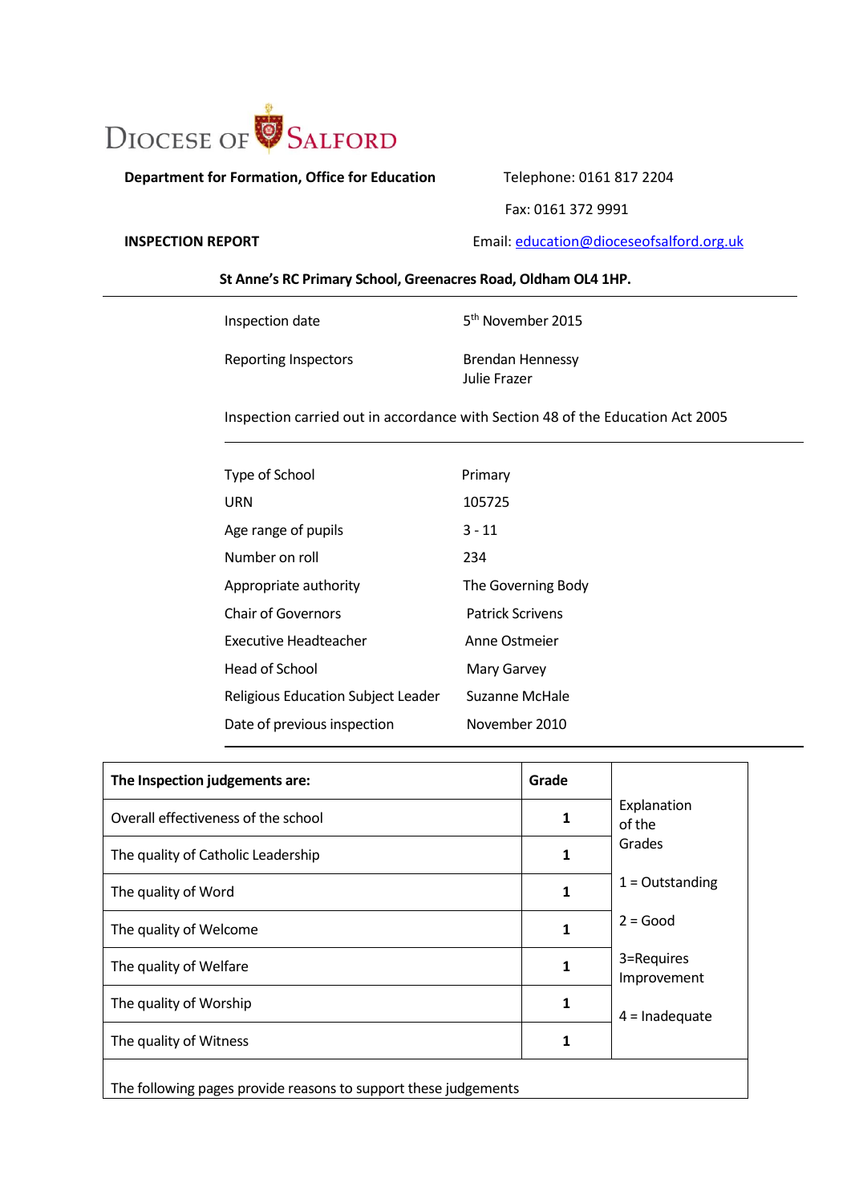# DIOCESE OF SALFORD

**Department for Formation, Office for Education**

Telephone: 0161 817 2204

Fax: 0161 372 9991

Email: education@dioceseofsalford.org.uk

**INSPECTION REPORT**

**St Anne's RC Primary School, Greenacres Road, Oldham OL4 1HP.**

| | |
|---|---|
| Inspection date | 5th November 2015 |
| Reporting Inspectors | Brendan Hennessy<br>Julie Frazer |

Inspection carried out in accordance with Section 48 of the Education Act 2005

| | |
|---|---|
| Type of School | Primary |
| URN | 105725 |
| Age range of pupils | 3 - 11 |
| Number on roll | 234 |
| Appropriate authority | The Governing Body |
| Chair of Governors | Patrick Scrivens |
| Executive Headteacher | Anne Ostmeier |
| Head of School | Mary Garvey |
| Religious Education Subject Leader | Suzanne McHale |
| Date of previous inspection | November 2010 |

| **The Inspection judgements are:** | **Grade** | Explanation of the Grades |
|---|---|---|
| Overall effectiveness of the school | **1** | 1 = Outstanding |
| The quality of Catholic Leadership | **1** | 2 = Good |
| The quality of Word | **1** | 3=Requires Improvement |
| The quality of Welcome | **1** | 4 = Inadequate |
| The quality of Welfare | **1** | |
| The quality of Worship | **1** | |
| The quality of Witness | **1** | |

The following pages provide reasons to support these judgements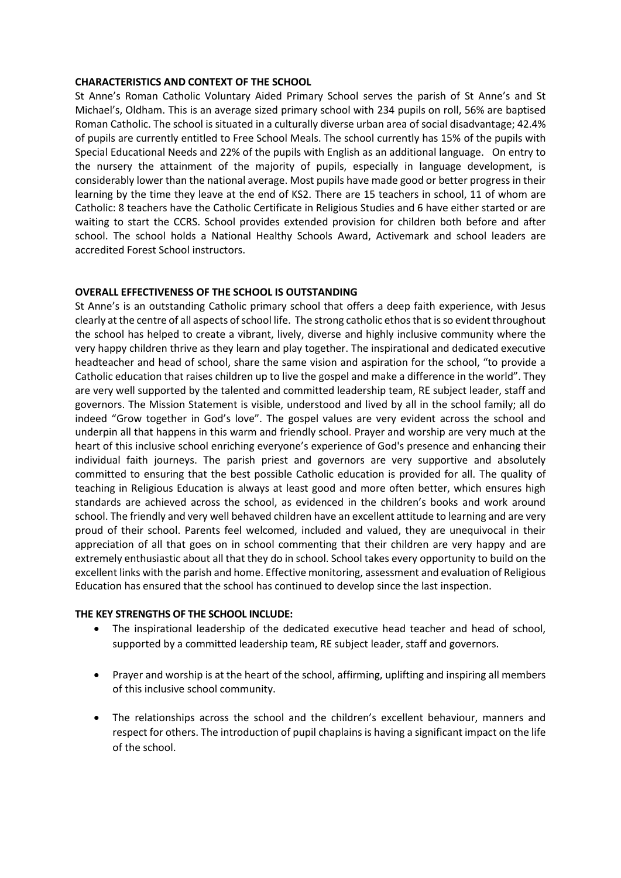## CHARACTERISTICS AND CONTEXT OF THE SCHOOL

St Anne's Roman Catholic Voluntary Aided Primary School serves the parish of St Anne's and St Michael's, Oldham. This is an average sized primary school with 234 pupils on roll, 56% are baptised Roman Catholic. The school is situated in a culturally diverse urban area of social disadvantage; 42.4% of pupils are currently entitled to Free School Meals. The school currently has 15% of the pupils with Special Educational Needs and 22% of the pupils with English as an additional language. On entry to the nursery the attainment of the majority of pupils, especially in language development, is considerably lower than the national average. Most pupils have made good or better progress in their learning by the time they leave at the end of KS2. There are 15 teachers in school, 11 of whom are Catholic: 8 teachers have the Catholic Certificate in Religious Studies and 6 have either started or are waiting to start the CCRS. School provides extended provision for children both before and after school. The school holds a National Healthy Schools Award, Activemark and school leaders are accredited Forest School instructors.

## OVERALL EFFECTIVENESS OF THE SCHOOL IS OUTSTANDING

St Anne's is an outstanding Catholic primary school that offers a deep faith experience, with Jesus clearly at the centre of all aspects of school life. The strong catholic ethos that is so evident throughout the school has helped to create a vibrant, lively, diverse and highly inclusive community where the very happy children thrive as they learn and play together. The inspirational and dedicated executive headteacher and head of school, share the same vision and aspiration for the school, "to provide a Catholic education that raises children up to live the gospel and make a difference in the world". They are very well supported by the talented and committed leadership team, RE subject leader, staff and governors. The Mission Statement is visible, understood and lived by all in the school family; all do indeed "Grow together in God's love". The gospel values are very evident across the school and underpin all that happens in this warm and friendly school. Prayer and worship are very much at the heart of this inclusive school enriching everyone's experience of God's presence and enhancing their individual faith journeys. The parish priest and governors are very supportive and absolutely committed to ensuring that the best possible Catholic education is provided for all. The quality of teaching in Religious Education is always at least good and more often better, which ensures high standards are achieved across the school, as evidenced in the children's books and work around school. The friendly and very well behaved children have an excellent attitude to learning and are very proud of their school. Parents feel welcomed, included and valued, they are unequivocal in their appreciation of all that goes on in school commenting that their children are very happy and are extremely enthusiastic about all that they do in school. School takes every opportunity to build on the excellent links with the parish and home. Effective monitoring, assessment and evaluation of Religious Education has ensured that the school has continued to develop since the last inspection.

## THE KEY STRENGTHS OF THE SCHOOL INCLUDE:

- The inspirational leadership of the dedicated executive head teacher and head of school, supported by a committed leadership team, RE subject leader, staff and governors.
- Prayer and worship is at the heart of the school, affirming, uplifting and inspiring all members of this inclusive school community.
- The relationships across the school and the children's excellent behaviour, manners and respect for others. The introduction of pupil chaplains is having a significant impact on the life of the school.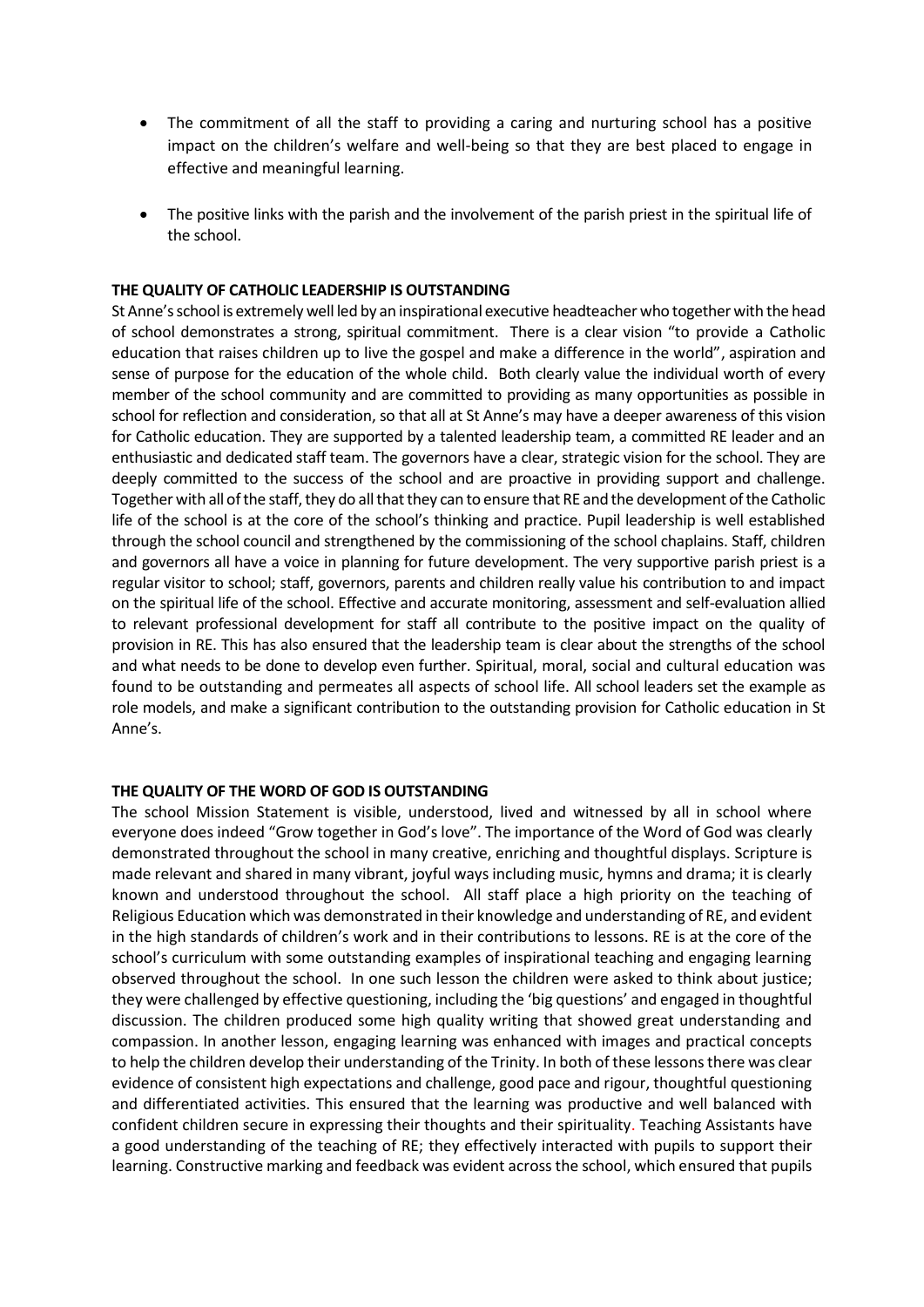- The commitment of all the staff to providing a caring and nurturing school has a positive impact on the children's welfare and well-being so that they are best placed to engage in effective and meaningful learning.

- The positive links with the parish and the involvement of the parish priest in the spiritual life of the school.

**THE QUALITY OF CATHOLIC LEADERSHIP IS OUTSTANDING**

St Anne's school is extremely well led by an inspirational executive headteacher who together with the head of school demonstrates a strong, spiritual commitment. There is a clear vision "to provide a Catholic education that raises children up to live the gospel and make a difference in the world", aspiration and sense of purpose for the education of the whole child. Both clearly value the individual worth of every member of the school community and are committed to providing as many opportunities as possible in school for reflection and consideration, so that all at St Anne's may have a deeper awareness of this vision for Catholic education. They are supported by a talented leadership team, a committed RE leader and an enthusiastic and dedicated staff team. The governors have a clear, strategic vision for the school. They are deeply committed to the success of the school and are proactive in providing support and challenge. Together with all of the staff, they do all that they can to ensure that RE and the development of the Catholic life of the school is at the core of the school's thinking and practice. Pupil leadership is well established through the school council and strengthened by the commissioning of the school chaplains. Staff, children and governors all have a voice in planning for future development. The very supportive parish priest is a regular visitor to school; staff, governors, parents and children really value his contribution to and impact on the spiritual life of the school. Effective and accurate monitoring, assessment and self-evaluation allied to relevant professional development for staff all contribute to the positive impact on the quality of provision in RE. This has also ensured that the leadership team is clear about the strengths of the school and what needs to be done to develop even further. Spiritual, moral, social and cultural education was found to be outstanding and permeates all aspects of school life. All school leaders set the example as role models, and make a significant contribution to the outstanding provision for Catholic education in St Anne's.

**THE QUALITY OF THE WORD OF GOD IS OUTSTANDING**

The school Mission Statement is visible, understood, lived and witnessed by all in school where everyone does indeed "Grow together in God's love". The importance of the Word of God was clearly demonstrated throughout the school in many creative, enriching and thoughtful displays. Scripture is made relevant and shared in many vibrant, joyful ways including music, hymns and drama; it is clearly known and understood throughout the school. All staff place a high priority on the teaching of Religious Education which was demonstrated in their knowledge and understanding of RE, and evident in the high standards of children's work and in their contributions to lessons. RE is at the core of the school's curriculum with some outstanding examples of inspirational teaching and engaging learning observed throughout the school. In one such lesson the children were asked to think about justice; they were challenged by effective questioning, including the 'big questions' and engaged in thoughtful discussion. The children produced some high quality writing that showed great understanding and compassion. In another lesson, engaging learning was enhanced with images and practical concepts to help the children develop their understanding of the Trinity. In both of these lessons there was clear evidence of consistent high expectations and challenge, good pace and rigour, thoughtful questioning and differentiated activities. This ensured that the learning was productive and well balanced with confident children secure in expressing their thoughts and their spirituality. Teaching Assistants have a good understanding of the teaching of RE; they effectively interacted with pupils to support their learning. Constructive marking and feedback was evident across the school, which ensured that pupils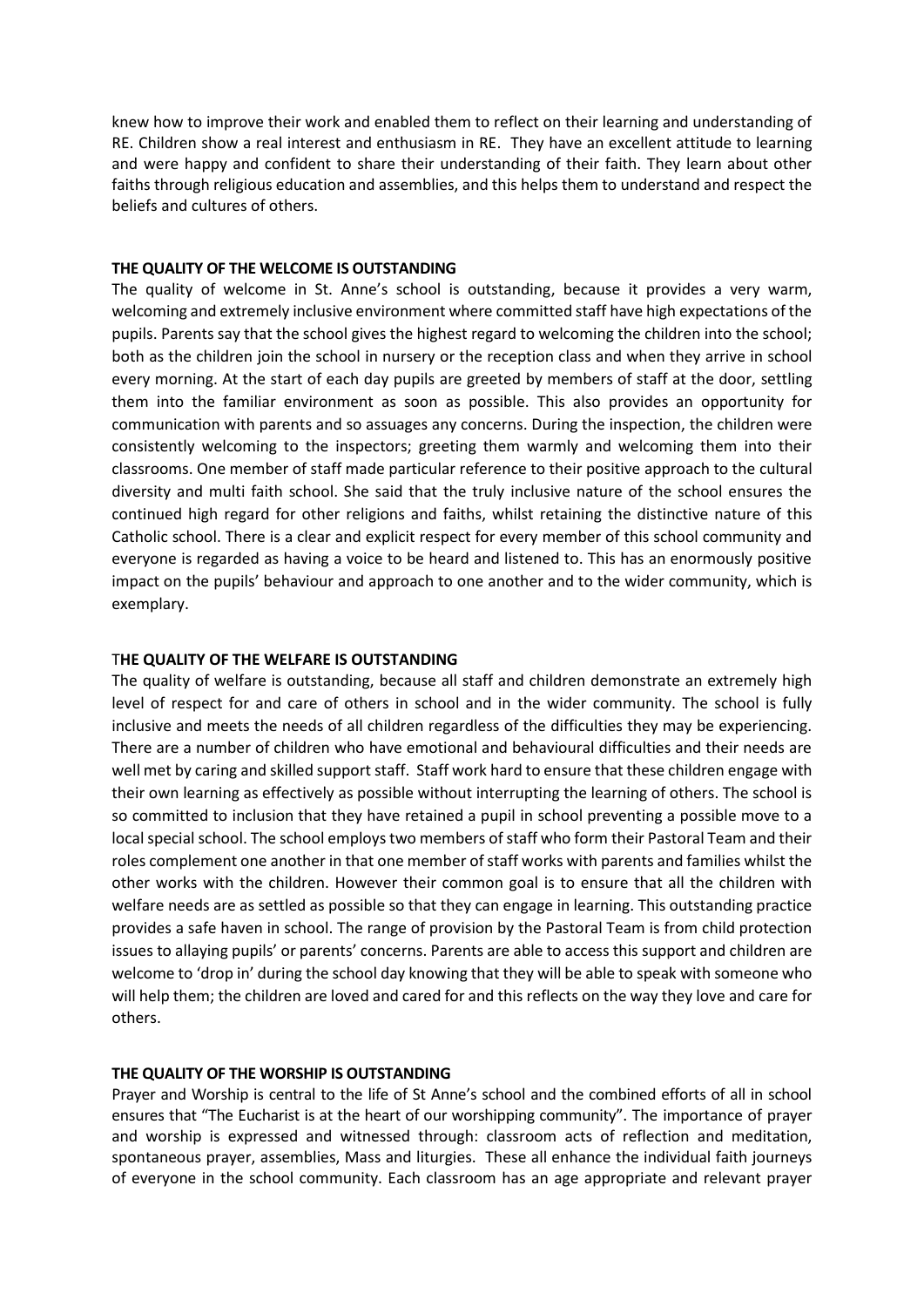knew how to improve their work and enabled them to reflect on their learning and understanding of RE. Children show a real interest and enthusiasm in RE. They have an excellent attitude to learning and were happy and confident to share their understanding of their faith. They learn about other faiths through religious education and assemblies, and this helps them to understand and respect the beliefs and cultures of others.

**THE QUALITY OF THE WELCOME IS OUTSTANDING**

The quality of welcome in St. Anne's school is outstanding, because it provides a very warm, welcoming and extremely inclusive environment where committed staff have high expectations of the pupils. Parents say that the school gives the highest regard to welcoming the children into the school; both as the children join the school in nursery or the reception class and when they arrive in school every morning. At the start of each day pupils are greeted by members of staff at the door, settling them into the familiar environment as soon as possible. This also provides an opportunity for communication with parents and so assuages any concerns. During the inspection, the children were consistently welcoming to the inspectors; greeting them warmly and welcoming them into their classrooms. One member of staff made particular reference to their positive approach to the cultural diversity and multi faith school. She said that the truly inclusive nature of the school ensures the continued high regard for other religions and faiths, whilst retaining the distinctive nature of this Catholic school. There is a clear and explicit respect for every member of this school community and everyone is regarded as having a voice to be heard and listened to. This has an enormously positive impact on the pupils' behaviour and approach to one another and to the wider community, which is exemplary.

**THE QUALITY OF THE WELFARE IS OUTSTANDING**

The quality of welfare is outstanding, because all staff and children demonstrate an extremely high level of respect for and care of others in school and in the wider community. The school is fully inclusive and meets the needs of all children regardless of the difficulties they may be experiencing. There are a number of children who have emotional and behavioural difficulties and their needs are well met by caring and skilled support staff. Staff work hard to ensure that these children engage with their own learning as effectively as possible without interrupting the learning of others. The school is so committed to inclusion that they have retained a pupil in school preventing a possible move to a local special school. The school employs two members of staff who form their Pastoral Team and their roles complement one another in that one member of staff works with parents and families whilst the other works with the children. However their common goal is to ensure that all the children with welfare needs are as settled as possible so that they can engage in learning. This outstanding practice provides a safe haven in school. The range of provision by the Pastoral Team is from child protection issues to allaying pupils' or parents' concerns. Parents are able to access this support and children are welcome to 'drop in' during the school day knowing that they will be able to speak with someone who will help them; the children are loved and cared for and this reflects on the way they love and care for others.

**THE QUALITY OF THE WORSHIP IS OUTSTANDING**

Prayer and Worship is central to the life of St Anne's school and the combined efforts of all in school ensures that "The Eucharist is at the heart of our worshipping community". The importance of prayer and worship is expressed and witnessed through: classroom acts of reflection and meditation, spontaneous prayer, assemblies, Mass and liturgies. These all enhance the individual faith journeys of everyone in the school community. Each classroom has an age appropriate and relevant prayer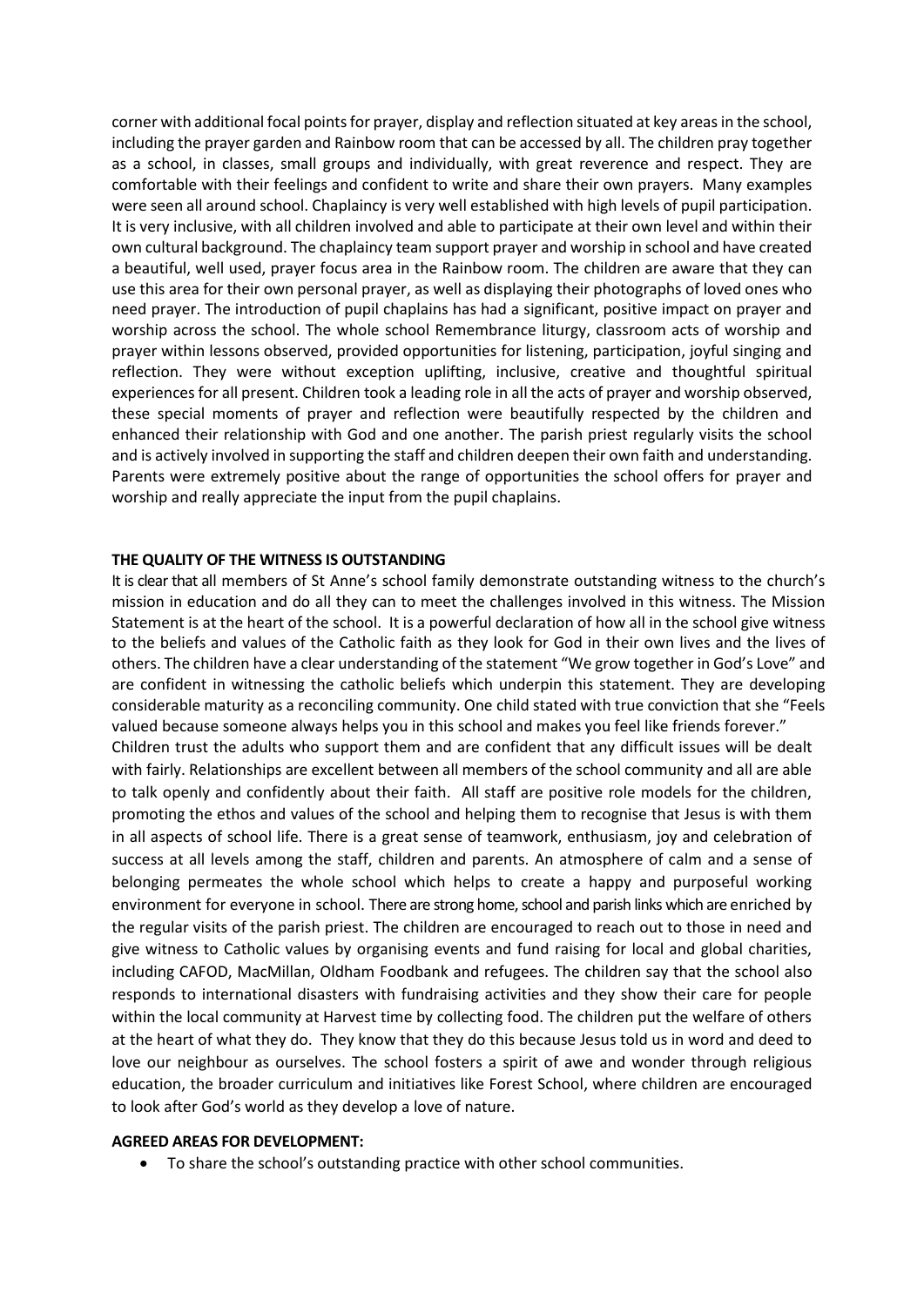corner with additional focal points for prayer, display and reflection situated at key areas in the school, including the prayer garden and Rainbow room that can be accessed by all. The children pray together as a school, in classes, small groups and individually, with great reverence and respect. They are comfortable with their feelings and confident to write and share their own prayers. Many examples were seen all around school. Chaplaincy is very well established with high levels of pupil participation. It is very inclusive, with all children involved and able to participate at their own level and within their own cultural background. The chaplaincy team support prayer and worship in school and have created a beautiful, well used, prayer focus area in the Rainbow room. The children are aware that they can use this area for their own personal prayer, as well as displaying their photographs of loved ones who need prayer. The introduction of pupil chaplains has had a significant, positive impact on prayer and worship across the school. The whole school Remembrance liturgy, classroom acts of worship and prayer within lessons observed, provided opportunities for listening, participation, joyful singing and reflection. They were without exception uplifting, inclusive, creative and thoughtful spiritual experiences for all present. Children took a leading role in all the acts of prayer and worship observed, these special moments of prayer and reflection were beautifully respected by the children and enhanced their relationship with God and one another. The parish priest regularly visits the school and is actively involved in supporting the staff and children deepen their own faith and understanding. Parents were extremely positive about the range of opportunities the school offers for prayer and worship and really appreciate the input from the pupil chaplains.

**THE QUALITY OF THE WITNESS IS OUTSTANDING**

It is clear that all members of St Anne's school family demonstrate outstanding witness to the church's mission in education and do all they can to meet the challenges involved in this witness. The Mission Statement is at the heart of the school. It is a powerful declaration of how all in the school give witness to the beliefs and values of the Catholic faith as they look for God in their own lives and the lives of others. The children have a clear understanding of the statement "We grow together in God's Love" and are confident in witnessing the catholic beliefs which underpin this statement. They are developing considerable maturity as a reconciling community. One child stated with true conviction that she "Feels valued because someone always helps you in this school and makes you feel like friends forever."

Children trust the adults who support them and are confident that any difficult issues will be dealt with fairly. Relationships are excellent between all members of the school community and all are able to talk openly and confidently about their faith. All staff are positive role models for the children, promoting the ethos and values of the school and helping them to recognise that Jesus is with them in all aspects of school life. There is a great sense of teamwork, enthusiasm, joy and celebration of success at all levels among the staff, children and parents. An atmosphere of calm and a sense of belonging permeates the whole school which helps to create a happy and purposeful working environment for everyone in school. There are strong home, school and parish links which are enriched by the regular visits of the parish priest. The children are encouraged to reach out to those in need and give witness to Catholic values by organising events and fund raising for local and global charities, including CAFOD, MacMillan, Oldham Foodbank and refugees. The children say that the school also responds to international disasters with fundraising activities and they show their care for people within the local community at Harvest time by collecting food. The children put the welfare of others at the heart of what they do. They know that they do this because Jesus told us in word and deed to love our neighbour as ourselves. The school fosters a spirit of awe and wonder through religious education, the broader curriculum and initiatives like Forest School, where children are encouraged to look after God's world as they develop a love of nature.

**AGREED AREAS FOR DEVELOPMENT:**

- To share the school's outstanding practice with other school communities.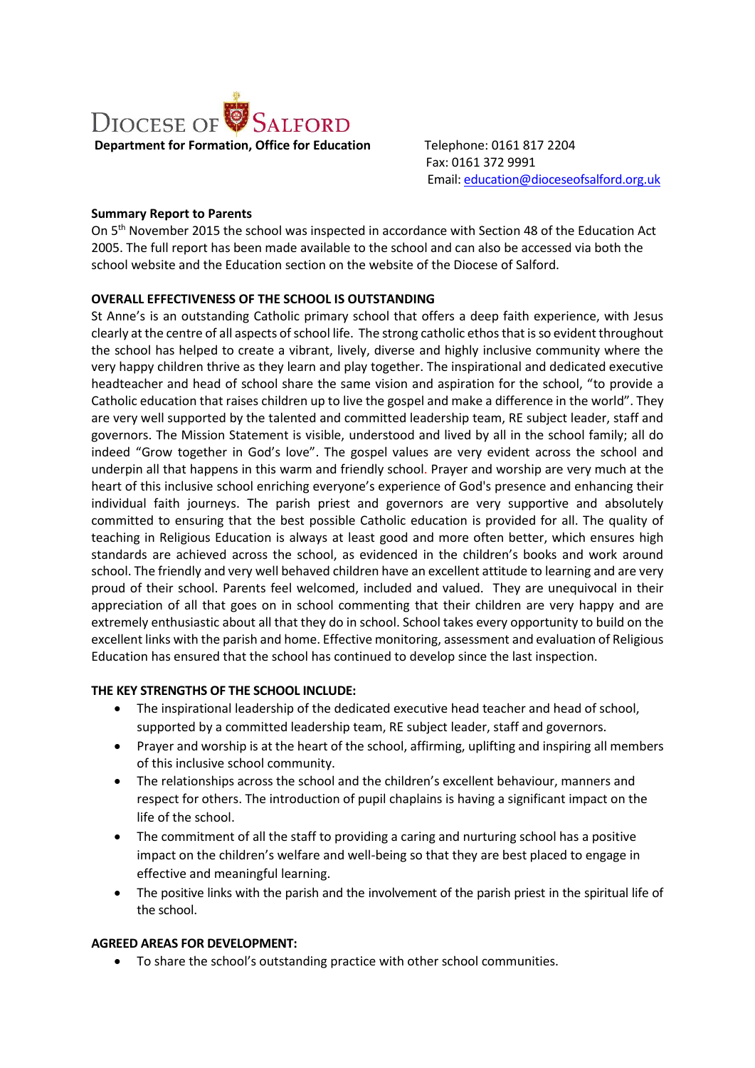DIOCESE OF SALFORD

**Department for Formation, Office for Education**

Telephone: 0161 817 2204
Fax: 0161 372 9991
Email: education@dioceseofsalford.org.uk

**Summary Report to Parents**

On 5th November 2015 the school was inspected in accordance with Section 48 of the Education Act 2005. The full report has been made available to the school and can also be accessed via both the school website and the Education section on the website of the Diocese of Salford.

**OVERALL EFFECTIVENESS OF THE SCHOOL IS OUTSTANDING**

St Anne's is an outstanding Catholic primary school that offers a deep faith experience, with Jesus clearly at the centre of all aspects of school life. The strong catholic ethos that is so evident throughout the school has helped to create a vibrant, lively, diverse and highly inclusive community where the very happy children thrive as they learn and play together. The inspirational and dedicated executive headteacher and head of school share the same vision and aspiration for the school, "to provide a Catholic education that raises children up to live the gospel and make a difference in the world". They are very well supported by the talented and committed leadership team, RE subject leader, staff and governors. The Mission Statement is visible, understood and lived by all in the school family; all do indeed "Grow together in God's love". The gospel values are very evident across the school and underpin all that happens in this warm and friendly school. Prayer and worship are very much at the heart of this inclusive school enriching everyone's experience of God's presence and enhancing their individual faith journeys. The parish priest and governors are very supportive and absolutely committed to ensuring that the best possible Catholic education is provided for all. The quality of teaching in Religious Education is always at least good and more often better, which ensures high standards are achieved across the school, as evidenced in the children's books and work around school. The friendly and very well behaved children have an excellent attitude to learning and are very proud of their school. Parents feel welcomed, included and valued. They are unequivocal in their appreciation of all that goes on in school commenting that their children are very happy and are extremely enthusiastic about all that they do in school. School takes every opportunity to build on the excellent links with the parish and home. Effective monitoring, assessment and evaluation of Religious Education has ensured that the school has continued to develop since the last inspection.

**THE KEY STRENGTHS OF THE SCHOOL INCLUDE:**

- The inspirational leadership of the dedicated executive head teacher and head of school, supported by a committed leadership team, RE subject leader, staff and governors.
- Prayer and worship is at the heart of the school, affirming, uplifting and inspiring all members of this inclusive school community.
- The relationships across the school and the children's excellent behaviour, manners and respect for others. The introduction of pupil chaplains is having a significant impact on the life of the school.
- The commitment of all the staff to providing a caring and nurturing school has a positive impact on the children's welfare and well-being so that they are best placed to engage in effective and meaningful learning.
- The positive links with the parish and the involvement of the parish priest in the spiritual life of the school.

**AGREED AREAS FOR DEVELOPMENT:**

- To share the school's outstanding practice with other school communities.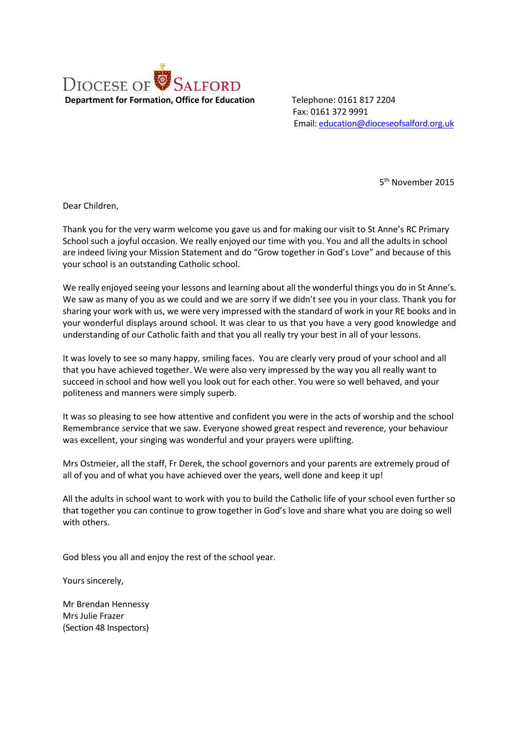DIOCESE OF SALFORD

**Department for Formation, Office for Education**

Telephone: 0161 817 2204
Fax: 0161 372 9991
Email: education@dioceseofsalford.org.uk

5th November 2015

Dear Children,

Thank you for the very warm welcome you gave us and for making our visit to St Anne's RC Primary School such a joyful occasion. We really enjoyed our time with you. You and all the adults in school are indeed living your Mission Statement and do "Grow together in God's Love" and because of this your school is an outstanding Catholic school.

We really enjoyed seeing your lessons and learning about all the wonderful things you do in St Anne's. We saw as many of you as we could and we are sorry if we didn't see you in your class. Thank you for sharing your work with us, we were very impressed with the standard of work in your RE books and in your wonderful displays around school. It was clear to us that you have a very good knowledge and understanding of our Catholic faith and that you all really try your best in all of your lessons.

It was lovely to see so many happy, smiling faces. You are clearly very proud of your school and all that you have achieved together. We were also very impressed by the way you all really want to succeed in school and how well you look out for each other. You were so well behaved, and your politeness and manners were simply superb.

It was so pleasing to see how attentive and confident you were in the acts of worship and the school Remembrance service that we saw. Everyone showed great respect and reverence, your behaviour was excellent, your singing was wonderful and your prayers were uplifting.

Mrs Ostmeier, all the staff, Fr Derek, the school governors and your parents are extremely proud of all of you and of what you have achieved over the years, well done and keep it up!

All the adults in school want to work with you to build the Catholic life of your school even further so that together you can continue to grow together in God's love and share what you are doing so well with others.

God bless you all and enjoy the rest of the school year.

Yours sincerely,

Mr Brendan Hennessy
Mrs Julie Frazer
(Section 48 Inspectors)